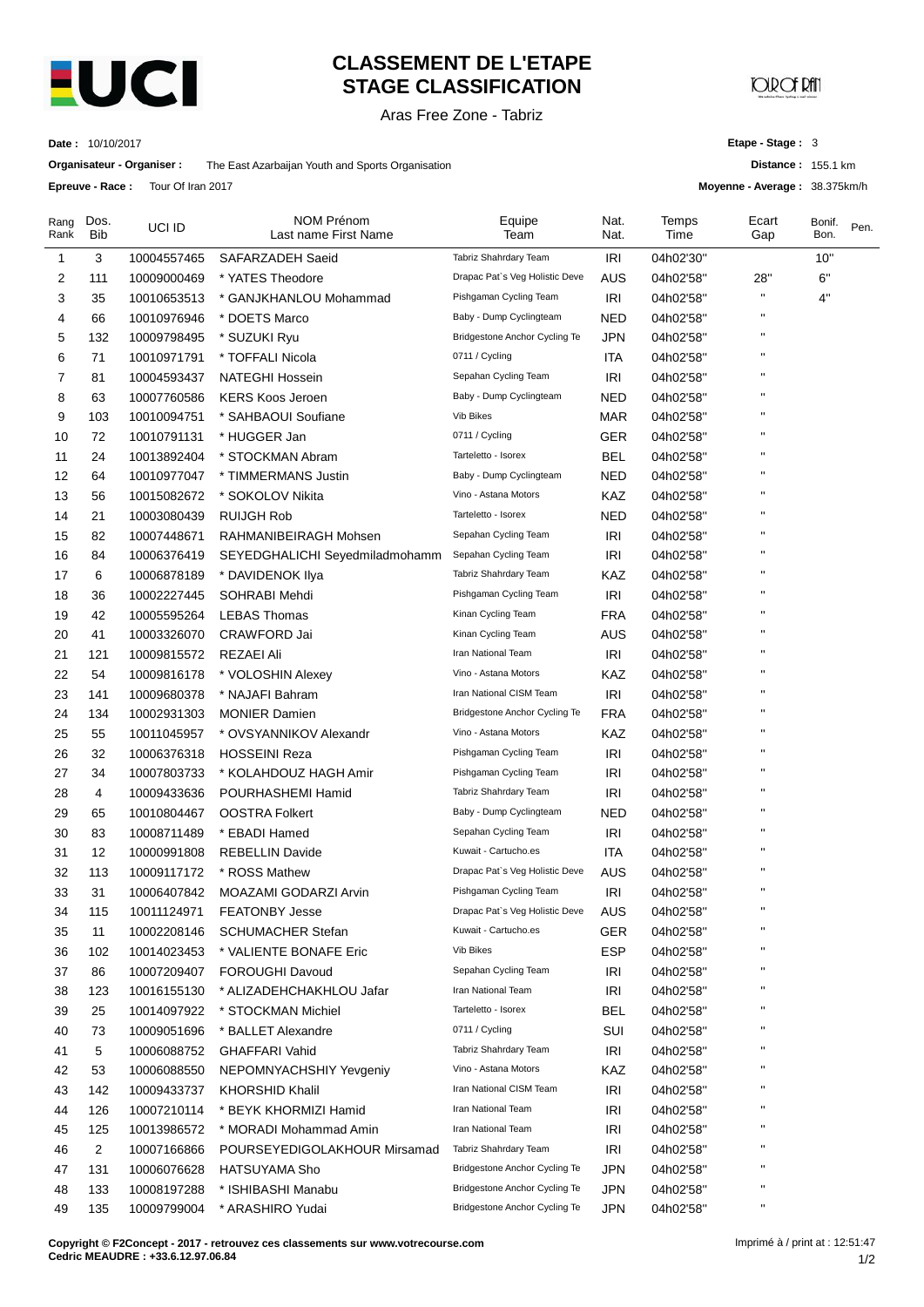# CLASSEMENT DE L'ETAPE
# STAGE CLASSIFICATION

Aras Free Zone - Tabriz

**Date :** 10/10/2017

**Organisateur - Organiser :** The East Azarbaijan Youth and Sports Organisation

**Epreuve - Race :** Tour Of Iran 2017

**Etape - Stage :** 3

**Distance :** 155.1 km

**Moyenne - Average :** 38.375km/h

| Rang Rank | Dos. Bib | UCI ID | NOM Prénom Last name First Name | Equipe Team | Nat. Nat. | Temps Time | Ecart Gap | Bonif. Bon. | Pen. |
|---|---|---|---|---|---|---|---|---|---|
| 1 | 3 | 10004557465 | SAFARZADEH Saeid | Tabriz Shahrdary Team | IRI | 04h02'30'' | | 10'' | |
| 2 | 111 | 10009000469 | * YATES Theodore | Drapac Pat`s Veg Holistic Deve | AUS | 04h02'58'' | 28'' | 6'' | |
| 3 | 35 | 10010653513 | * GANJKHANLOU Mohammad | Pishgaman Cycling Team | IRI | 04h02'58'' | '' | 4'' | |
| 4 | 66 | 10010976946 | * DOETS Marco | Baby - Dump Cyclingteam | NED | 04h02'58'' | '' | | |
| 5 | 132 | 10009798495 | * SUZUKI Ryu | Bridgestone Anchor Cycling Te | JPN | 04h02'58'' | '' | | |
| 6 | 71 | 10010971791 | * TOFFALI Nicola | 0711 / Cycling | ITA | 04h02'58'' | '' | | |
| 7 | 81 | 10004593437 | NATEGHI Hossein | Sepahan Cycling Team | IRI | 04h02'58'' | '' | | |
| 8 | 63 | 10007760586 | KERS Koos Jeroen | Baby - Dump Cyclingteam | NED | 04h02'58'' | '' | | |
| 9 | 103 | 10010094751 | * SAHBAOUI Soufiane | Vib Bikes | MAR | 04h02'58'' | '' | | |
| 10 | 72 | 10010791131 | * HUGGER Jan | 0711 / Cycling | GER | 04h02'58'' | '' | | |
| 11 | 24 | 10013892404 | * STOCKMAN Abram | Tarteletto - Isorex | BEL | 04h02'58'' | '' | | |
| 12 | 64 | 10010977047 | * TIMMERMANS Justin | Baby - Dump Cyclingteam | NED | 04h02'58'' | '' | | |
| 13 | 56 | 10015082672 | * SOKOLOV Nikita | Vino - Astana Motors | KAZ | 04h02'58'' | '' | | |
| 14 | 21 | 10003080439 | RUIJGH Rob | Tarteletto - Isorex | NED | 04h02'58'' | '' | | |
| 15 | 82 | 10007448671 | RAHMANIBEIRAGH Mohsen | Sepahan Cycling Team | IRI | 04h02'58'' | '' | | |
| 16 | 84 | 10006376419 | SEYEDGHALICHI Seyedmiladmohamm | Sepahan Cycling Team | IRI | 04h02'58'' | '' | | |
| 17 | 6 | 10006878189 | * DAVIDENOK Ilya | Tabriz Shahrdary Team | KAZ | 04h02'58'' | '' | | |
| 18 | 36 | 10002227445 | SOHRABI Mehdi | Pishgaman Cycling Team | IRI | 04h02'58'' | '' | | |
| 19 | 42 | 10005595264 | LEBAS Thomas | Kinan Cycling Team | FRA | 04h02'58'' | '' | | |
| 20 | 41 | 10003326070 | CRAWFORD Jai | Kinan Cycling Team | AUS | 04h02'58'' | '' | | |
| 21 | 121 | 10009815572 | REZAEI Ali | Iran National Team | IRI | 04h02'58'' | '' | | |
| 22 | 54 | 10009816178 | * VOLOSHIN Alexey | Vino - Astana Motors | KAZ | 04h02'58'' | '' | | |
| 23 | 141 | 10009680378 | * NAJAFI Bahram | Iran National CISM Team | IRI | 04h02'58'' | '' | | |
| 24 | 134 | 10002931303 | MONIER Damien | Bridgestone Anchor Cycling Te | FRA | 04h02'58'' | '' | | |
| 25 | 55 | 10011045957 | * OVSYANNIKOV Alexandr | Vino - Astana Motors | KAZ | 04h02'58'' | '' | | |
| 26 | 32 | 10006376318 | HOSSEINI Reza | Pishgaman Cycling Team | IRI | 04h02'58'' | '' | | |
| 27 | 34 | 10007803733 | * KOLAHDOUZ HAGH Amir | Pishgaman Cycling Team | IRI | 04h02'58'' | '' | | |
| 28 | 4 | 10009433636 | POURHASHEMI Hamid | Tabriz Shahrdary Team | IRI | 04h02'58'' | '' | | |
| 29 | 65 | 10010804467 | OOSTRA Folkert | Baby - Dump Cyclingteam | NED | 04h02'58'' | '' | | |
| 30 | 83 | 10008711489 | * EBADI Hamed | Sepahan Cycling Team | IRI | 04h02'58'' | '' | | |
| 31 | 12 | 10000991808 | REBELLIN Davide | Kuwait - Cartucho.es | ITA | 04h02'58'' | '' | | |
| 32 | 113 | 10009117172 | * ROSS Mathew | Drapac Pat`s Veg Holistic Deve | AUS | 04h02'58'' | '' | | |
| 33 | 31 | 10006407842 | MOAZAMI GODARZI Arvin | Pishgaman Cycling Team | IRI | 04h02'58'' | '' | | |
| 34 | 115 | 10011124971 | FEATONBY Jesse | Drapac Pat`s Veg Holistic Deve | AUS | 04h02'58'' | '' | | |
| 35 | 11 | 10002208146 | SCHUMACHER Stefan | Kuwait - Cartucho.es | GER | 04h02'58'' | '' | | |
| 36 | 102 | 10014023453 | * VALIENTE BONAFE Eric | Vib Bikes | ESP | 04h02'58'' | '' | | |
| 37 | 86 | 10007209407 | FOROUGHI Davoud | Sepahan Cycling Team | IRI | 04h02'58'' | '' | | |
| 38 | 123 | 10016155130 | * ALIZADEHCHAKHLOU Jafar | Iran National Team | IRI | 04h02'58'' | '' | | |
| 39 | 25 | 10014097922 | * STOCKMAN Michiel | Tarteletto - Isorex | BEL | 04h02'58'' | '' | | |
| 40 | 73 | 10009051696 | * BALLET Alexandre | 0711 / Cycling | SUI | 04h02'58'' | '' | | |
| 41 | 5 | 10006088752 | GHAFFARI Vahid | Tabriz Shahrdary Team | IRI | 04h02'58'' | '' | | |
| 42 | 53 | 10006088550 | NEPOMNYACHSHIY Yevgeniy | Vino - Astana Motors | KAZ | 04h02'58'' | '' | | |
| 43 | 142 | 10009433737 | KHORSHID Khalil | Iran National CISM Team | IRI | 04h02'58'' | '' | | |
| 44 | 126 | 10007210114 | * BEYK KHORMIZI Hamid | Iran National Team | IRI | 04h02'58'' | '' | | |
| 45 | 125 | 10013986572 | * MORADI Mohammad Amin | Iran National Team | IRI | 04h02'58'' | '' | | |
| 46 | 2 | 10007166866 | POURSEYEDIGOLAKHOUR Mirsamad | Tabriz Shahrdary Team | IRI | 04h02'58'' | '' | | |
| 47 | 131 | 10006076628 | HATSUYAMA Sho | Bridgestone Anchor Cycling Te | JPN | 04h02'58'' | '' | | |
| 48 | 133 | 10008197288 | * ISHIBASHI Manabu | Bridgestone Anchor Cycling Te | JPN | 04h02'58'' | '' | | |
| 49 | 135 | 10009799004 | * ARASHIRO Yudai | Bridgestone Anchor Cycling Te | JPN | 04h02'58'' | '' | | |

**Copyright © F2Concept - 2017 - retrouvez ces classements sur www.votrecourse.com**
**Cedric MEAUDRE : +33.6.12.97.06.84**

Imprimé à / print at : 12:51:47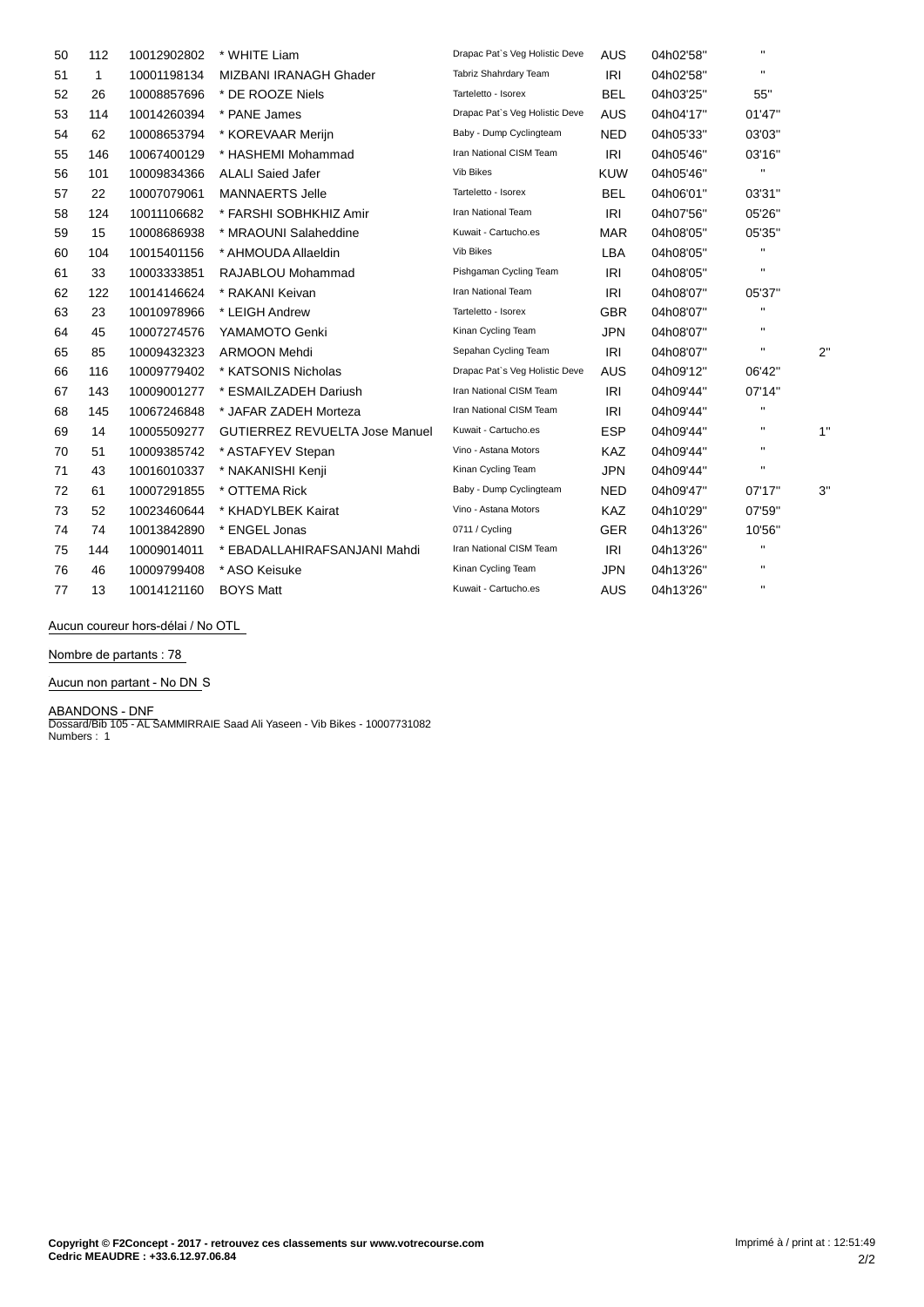| 50 | 112 | 10012902802 | * WHITE Liam | Drapac Pat`s Veg Holistic Deve | AUS | 04h02'58'' | '' | |
|---|---|---|---|---|---|---|---|---|
| 51 | 1 | 10001198134 | MIZBANI IRANAGH Ghader | Tabriz Shahrdary Team | IRI | 04h02'58'' | '' | |
| 52 | 26 | 10008857696 | * DE ROOZE Niels | Tarteletto - Isorex | BEL | 04h03'25'' | 55'' | |
| 53 | 114 | 10014260394 | * PANE James | Drapac Pat`s Veg Holistic Deve | AUS | 04h04'17'' | 01'47'' | |
| 54 | 62 | 10008653794 | * KOREVAAR Merijn | Baby - Dump Cyclingteam | NED | 04h05'33'' | 03'03'' | |
| 55 | 146 | 10067400129 | * HASHEMI Mohammad | Iran National CISM Team | IRI | 04h05'46'' | 03'16'' | |
| 56 | 101 | 10009834366 | ALALI Saied Jafer | Vib Bikes | KUW | 04h05'46'' | '' | |
| 57 | 22 | 10007079061 | MANNAERTS Jelle | Tarteletto - Isorex | BEL | 04h06'01'' | 03'31'' | |
| 58 | 124 | 10011106682 | * FARSHI SOBHKHIZ Amir | Iran National Team | IRI | 04h07'56'' | 05'26'' | |
| 59 | 15 | 10008686938 | * MRAOUNI Salaheddine | Kuwait - Cartucho.es | MAR | 04h08'05'' | 05'35'' | |
| 60 | 104 | 10015401156 | * AHMOUDA Allaeldin | Vib Bikes | LBA | 04h08'05'' | '' | |
| 61 | 33 | 10003333851 | RAJABLOU Mohammad | Pishgaman Cycling Team | IRI | 04h08'05'' | '' | |
| 62 | 122 | 10014146624 | * RAKANI Keivan | Iran National Team | IRI | 04h08'07'' | 05'37'' | |
| 63 | 23 | 10010978966 | * LEIGH Andrew | Tarteletto - Isorex | GBR | 04h08'07'' | '' | |
| 64 | 45 | 10007274576 | YAMAMOTO Genki | Kinan Cycling Team | JPN | 04h08'07'' | '' | |
| 65 | 85 | 10009432323 | ARMOON Mehdi | Sepahan Cycling Team | IRI | 04h08'07'' | '' | 2'' |
| 66 | 116 | 10009779402 | * KATSONIS Nicholas | Drapac Pat`s Veg Holistic Deve | AUS | 04h09'12'' | 06'42'' | |
| 67 | 143 | 10009001277 | * ESMAILZADEH Dariush | Iran National CISM Team | IRI | 04h09'44'' | 07'14'' | |
| 68 | 145 | 10067246848 | * JAFAR ZADEH Morteza | Iran National CISM Team | IRI | 04h09'44'' | '' | |
| 69 | 14 | 10005509277 | GUTIERREZ REVUELTA Jose Manuel | Kuwait - Cartucho.es | ESP | 04h09'44'' | '' | 1'' |
| 70 | 51 | 10009385742 | * ASTAFYEV Stepan | Vino - Astana Motors | KAZ | 04h09'44'' | '' | |
| 71 | 43 | 10016010337 | * NAKANISHI Kenji | Kinan Cycling Team | JPN | 04h09'44'' | '' | |
| 72 | 61 | 10007291855 | * OTTEMA Rick | Baby - Dump Cyclingteam | NED | 04h09'47'' | 07'17'' | 3'' |
| 73 | 52 | 10023460644 | * KHADYLBEK Kairat | Vino - Astana Motors | KAZ | 04h10'29'' | 07'59'' | |
| 74 | 74 | 10013842890 | * ENGEL Jonas | 0711 / Cycling | GER | 04h13'26'' | 10'56'' | |
| 75 | 144 | 10009014011 | * EBADALLAHIRAFSANJANI Mahdi | Iran National CISM Team | IRI | 04h13'26'' | '' | |
| 76 | 46 | 10009799408 | * ASO Keisuke | Kinan Cycling Team | JPN | 04h13'26'' | '' | |
| 77 | 13 | 10014121160 | BOYS Matt | Kuwait - Cartucho.es | AUS | 04h13'26'' | '' | |

Aucun coureur hors-délai / No OTL

Nombre de partants : 78

Aucun non partant - No DN S

ABANDONS - DNF
Dossard/Bib 105 - AL SAMMIRRAIE Saad Ali Yaseen - Vib Bikes - 10007731082
Numbers : 1

**Copyright © F2Concept - 2017 - retrouvez ces classements sur www.votrecourse.com**
**Cedric MEAUDRE : +33.6.12.97.06.84**

Imprimé à / print at : 12:51:49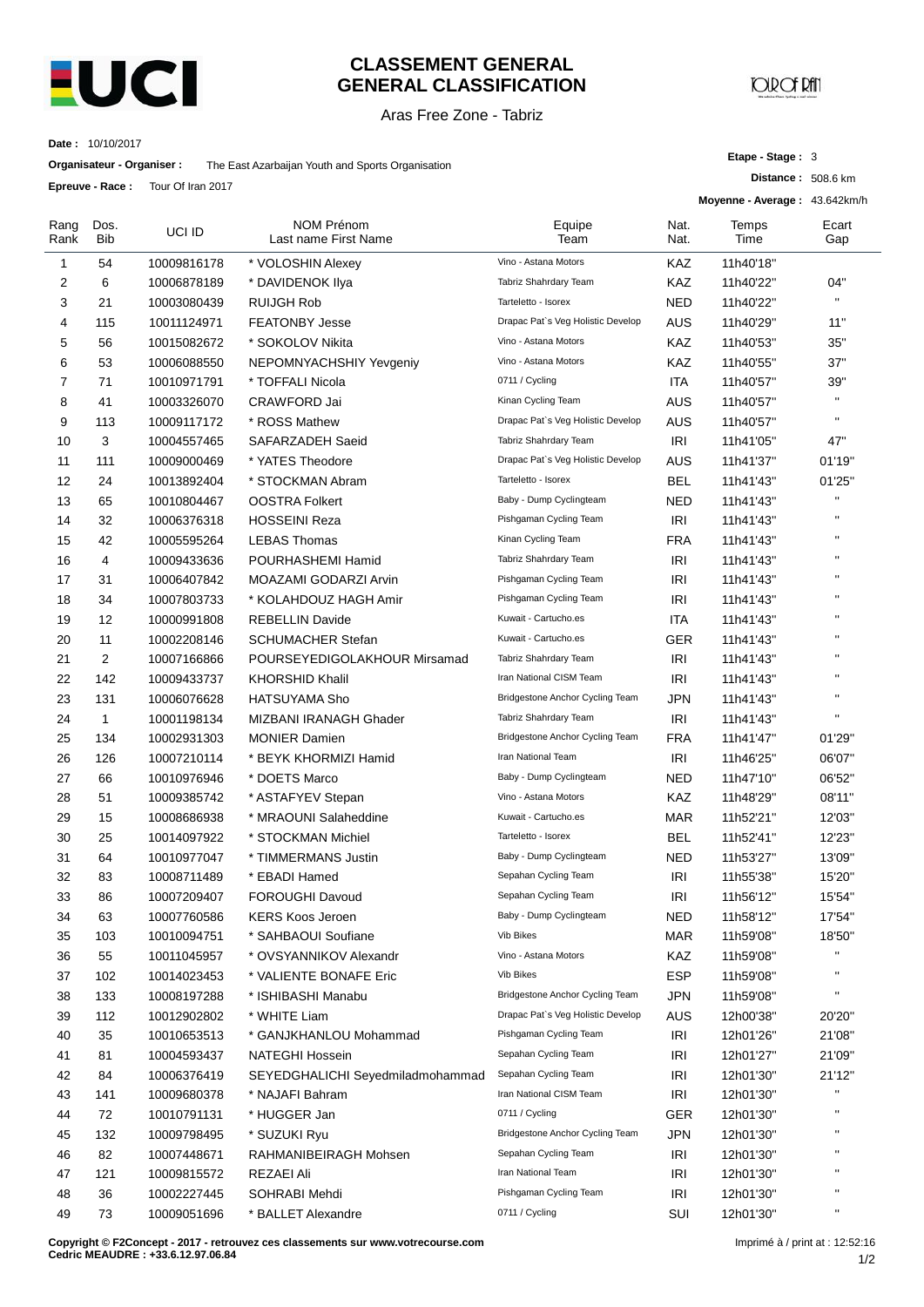# CLASSEMENT GENERAL
# GENERAL CLASSIFICATION

Aras Free Zone - Tabriz

**Date :** 10/10/2017

**Organisateur - Organiser :** The East Azarbaijan Youth and Sports Organisation

**Epreuve - Race :** Tour Of Iran 2017

**Etape - Stage :** 3

**Distance :** 508.6 km

**Moyenne - Average :** 43.642km/h

| Rang Rank | Dos. Bib | UCI ID | NOM Prénom Last name First Name | Equipe Team | Nat. Nat. | Temps Time | Ecart Gap |
|---|---|---|---|---|---|---|---|
| 1 | 54 | 10009816178 | * VOLOSHIN Alexey | Vino - Astana Motors | KAZ | 11h40'18" | |
| 2 | 6 | 10006878189 | * DAVIDENOK Ilya | Tabriz Shahrdary Team | KAZ | 11h40'22" | 04" |
| 3 | 21 | 10003080439 | RUIJGH Rob | Tarteletto - Isorex | NED | 11h40'22" | " |
| 4 | 115 | 10011124971 | FEATONBY Jesse | Drapac Pat`s Veg Holistic Develop | AUS | 11h40'29" | 11" |
| 5 | 56 | 10015082672 | * SOKOLOV Nikita | Vino - Astana Motors | KAZ | 11h40'53" | 35" |
| 6 | 53 | 10006088550 | NEPOMNYACHSHIY Yevgeniy | Vino - Astana Motors | KAZ | 11h40'55" | 37" |
| 7 | 71 | 10010971791 | * TOFFALI Nicola | 0711 / Cycling | ITA | 11h40'57" | 39" |
| 8 | 41 | 10003326070 | CRAWFORD Jai | Kinan Cycling Team | AUS | 11h40'57" | " |
| 9 | 113 | 10009117172 | * ROSS Mathew | Drapac Pat`s Veg Holistic Develop | AUS | 11h40'57" | " |
| 10 | 3 | 10004557465 | SAFARZADEH Saeid | Tabriz Shahrdary Team | IRI | 11h41'05" | 47" |
| 11 | 111 | 10009000469 | * YATES Theodore | Drapac Pat`s Veg Holistic Develop | AUS | 11h41'37" | 01'19" |
| 12 | 24 | 10013892404 | * STOCKMAN Abram | Tarteletto - Isorex | BEL | 11h41'43" | 01'25" |
| 13 | 65 | 10010804467 | OOSTRA Folkert | Baby - Dump Cyclingteam | NED | 11h41'43" | " |
| 14 | 32 | 10006376318 | HOSSEINI Reza | Pishgaman Cycling Team | IRI | 11h41'43" | " |
| 15 | 42 | 10005595264 | LEBAS Thomas | Kinan Cycling Team | FRA | 11h41'43" | " |
| 16 | 4 | 10009433636 | POURHASHEMI Hamid | Tabriz Shahrdary Team | IRI | 11h41'43" | " |
| 17 | 31 | 10006407842 | MOAZAMI GODARZI Arvin | Pishgaman Cycling Team | IRI | 11h41'43" | " |
| 18 | 34 | 10007803733 | * KOLAHDOUZ HAGH Amir | Pishgaman Cycling Team | IRI | 11h41'43" | " |
| 19 | 12 | 10000991808 | REBELLIN Davide | Kuwait - Cartucho.es | ITA | 11h41'43" | " |
| 20 | 11 | 10002208146 | SCHUMACHER Stefan | Kuwait - Cartucho.es | GER | 11h41'43" | " |
| 21 | 2 | 10007166866 | POURSEYEDIGOLAKHOUR Mirsamad | Tabriz Shahrdary Team | IRI | 11h41'43" | " |
| 22 | 142 | 10009433737 | KHORSHID Khalil | Iran National CISM Team | IRI | 11h41'43" | " |
| 23 | 131 | 10006076628 | HATSUYAMA Sho | Bridgestone Anchor Cycling Team | JPN | 11h41'43" | " |
| 24 | 1 | 10001198134 | MIZBANI IRANAGH Ghader | Tabriz Shahrdary Team | IRI | 11h41'43" | " |
| 25 | 134 | 10002931303 | MONIER Damien | Bridgestone Anchor Cycling Team | FRA | 11h41'47" | 01'29" |
| 26 | 126 | 10007210114 | * BEYK KHORMIZI Hamid | Iran National Team | IRI | 11h46'25" | 06'07" |
| 27 | 66 | 10010976946 | * DOETS Marco | Baby - Dump Cyclingteam | NED | 11h47'10" | 06'52" |
| 28 | 51 | 10009385742 | * ASTAFYEV Stepan | Vino - Astana Motors | KAZ | 11h48'29" | 08'11" |
| 29 | 15 | 10008686938 | * MRAOUNI Salaheddine | Kuwait - Cartucho.es | MAR | 11h52'21" | 12'03" |
| 30 | 25 | 10014097922 | * STOCKMAN Michiel | Tarteletto - Isorex | BEL | 11h52'41" | 12'23" |
| 31 | 64 | 10010977047 | * TIMMERMANS Justin | Baby - Dump Cyclingteam | NED | 11h53'27" | 13'09" |
| 32 | 83 | 10008711489 | * EBADI Hamed | Sepahan Cycling Team | IRI | 11h55'38" | 15'20" |
| 33 | 86 | 10007209407 | FOROUGHI Davoud | Sepahan Cycling Team | IRI | 11h56'12" | 15'54" |
| 34 | 63 | 10007760586 | KERS Koos Jeroen | Baby - Dump Cyclingteam | NED | 11h58'12" | 17'54" |
| 35 | 103 | 10010094751 | * SAHBAOUI Soufiane | Vib Bikes | MAR | 11h59'08" | 18'50" |
| 36 | 55 | 10011045957 | * OVSYANNIKOV Alexandr | Vino - Astana Motors | KAZ | 11h59'08" | " |
| 37 | 102 | 10014023453 | * VALIENTE BONAFE Eric | Vib Bikes | ESP | 11h59'08" | " |
| 38 | 133 | 10008197288 | * ISHIBASHI Manabu | Bridgestone Anchor Cycling Team | JPN | 11h59'08" | " |
| 39 | 112 | 10012902802 | * WHITE Liam | Drapac Pat`s Veg Holistic Develop | AUS | 12h00'38" | 20'20" |
| 40 | 35 | 10010653513 | * GANJKHANLOU Mohammad | Pishgaman Cycling Team | IRI | 12h01'26" | 21'08" |
| 41 | 81 | 10004593437 | NATEGHI Hossein | Sepahan Cycling Team | IRI | 12h01'27" | 21'09" |
| 42 | 84 | 10006376419 | SEYEDGHALICHI Seyedmiladmohammad | Sepahan Cycling Team | IRI | 12h01'30" | 21'12" |
| 43 | 141 | 10009680378 | * NAJAFI Bahram | Iran National CISM Team | IRI | 12h01'30" | " |
| 44 | 72 | 10010791131 | * HUGGER Jan | 0711 / Cycling | GER | 12h01'30" | " |
| 45 | 132 | 10009798495 | * SUZUKI Ryu | Bridgestone Anchor Cycling Team | JPN | 12h01'30" | " |
| 46 | 82 | 10007448671 | RAHMANIBEIRAGH Mohsen | Sepahan Cycling Team | IRI | 12h01'30" | " |
| 47 | 121 | 10009815572 | REZAEI Ali | Iran National Team | IRI | 12h01'30" | " |
| 48 | 36 | 10002227445 | SOHRABI Mehdi | Pishgaman Cycling Team | IRI | 12h01'30" | " |
| 49 | 73 | 10009051696 | * BALLET Alexandre | 0711 / Cycling | SUI | 12h01'30" | " |

**Copyright © F2Concept - 2017 - retrouvez ces classements sur www.votrecourse.com**
**Cedric MEAUDRE : +33.6.12.97.06.84**

Imprimé à / print at : 12:52:16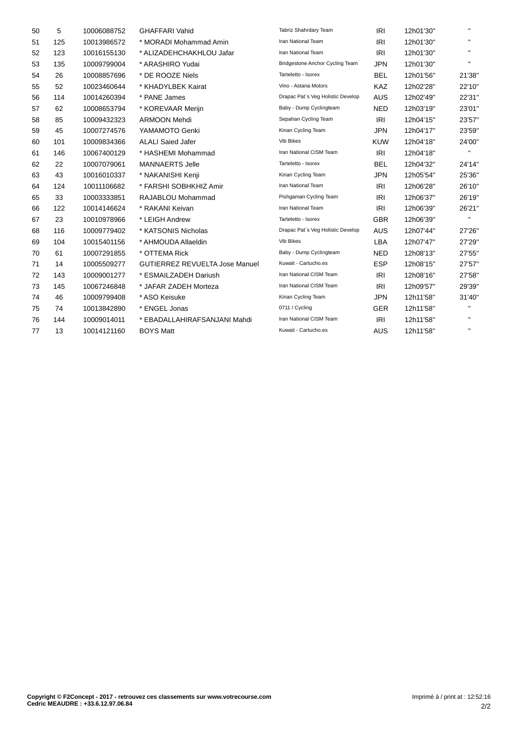| | | | | | | | |
|---|---|---|---|---|---|---|---|
| 50 | 5 | 10006088752 | GHAFFARI Vahid | Tabriz Shahrdary Team | IRI | 12h01'30'' | '' |
| 51 | 125 | 10013986572 | * MORADI Mohammad Amin | Iran National Team | IRI | 12h01'30'' | '' |
| 52 | 123 | 10016155130 | * ALIZADEHCHAKHLOU Jafar | Iran National Team | IRI | 12h01'30'' | '' |
| 53 | 135 | 10009799004 | * ARASHIRO Yudai | Bridgestone Anchor Cycling Team | JPN | 12h01'30'' | '' |
| 54 | 26 | 10008857696 | * DE ROOZE Niels | Tarteletto - Isorex | BEL | 12h01'56'' | 21'38'' |
| 55 | 52 | 10023460644 | * KHADYLBEK Kairat | Vino - Astana Motors | KAZ | 12h02'28'' | 22'10'' |
| 56 | 114 | 10014260394 | * PANE James | Drapac Pat`s Veg Holistic Develop | AUS | 12h02'49'' | 22'31'' |
| 57 | 62 | 10008653794 | * KOREVAAR Merijn | Baby - Dump Cyclingteam | NED | 12h03'19'' | 23'01'' |
| 58 | 85 | 10009432323 | ARMOON Mehdi | Sepahan Cycling Team | IRI | 12h04'15'' | 23'57'' |
| 59 | 45 | 10007274576 | YAMAMOTO Genki | Kinan Cycling Team | JPN | 12h04'17'' | 23'59'' |
| 60 | 101 | 10009834366 | ALALI Saied Jafer | Vib Bikes | KUW | 12h04'18'' | 24'00'' |
| 61 | 146 | 10067400129 | * HASHEMI Mohammad | Iran National CISM Team | IRI | 12h04'18'' | '' |
| 62 | 22 | 10007079061 | MANNAERTS Jelle | Tarteletto - Isorex | BEL | 12h04'32'' | 24'14'' |
| 63 | 43 | 10016010337 | * NAKANISHI Kenji | Kinan Cycling Team | JPN | 12h05'54'' | 25'36'' |
| 64 | 124 | 10011106682 | * FARSHI SOBHKHIZ Amir | Iran National Team | IRI | 12h06'28'' | 26'10'' |
| 65 | 33 | 10003333851 | RAJABLOU Mohammad | Pishgaman Cycling Team | IRI | 12h06'37'' | 26'19'' |
| 66 | 122 | 10014146624 | * RAKANI Keivan | Iran National Team | IRI | 12h06'39'' | 26'21'' |
| 67 | 23 | 10010978966 | * LEIGH Andrew | Tarteletto - Isorex | GBR | 12h06'39'' | '' |
| 68 | 116 | 10009779402 | * KATSONIS Nicholas | Drapac Pat`s Veg Holistic Develop | AUS | 12h07'44'' | 27'26'' |
| 69 | 104 | 10015401156 | * AHMOUDA Allaeldin | Vib Bikes | LBA | 12h07'47'' | 27'29'' |
| 70 | 61 | 10007291855 | * OTTEMA Rick | Baby - Dump Cyclingteam | NED | 12h08'13'' | 27'55'' |
| 71 | 14 | 10005509277 | GUTIERREZ REVUELTA Jose Manuel | Kuwait - Cartucho.es | ESP | 12h08'15'' | 27'57'' |
| 72 | 143 | 10009001277 | * ESMAILZADEH Dariush | Iran National CISM Team | IRI | 12h08'16'' | 27'58'' |
| 73 | 145 | 10067246848 | * JAFAR ZADEH Morteza | Iran National CISM Team | IRI | 12h09'57'' | 29'39'' |
| 74 | 46 | 10009799408 | * ASO Keisuke | Kinan Cycling Team | JPN | 12h11'58'' | 31'40'' |
| 75 | 74 | 10013842890 | * ENGEL Jonas | 0711 / Cycling | GER | 12h11'58'' | '' |
| 76 | 144 | 10009014011 | * EBADALLAHIRAFSANJANI Mahdi | Iran National CISM Team | IRI | 12h11'58'' | '' |
| 77 | 13 | 10014121160 | BOYS Matt | Kuwait - Cartucho.es | AUS | 12h11'58'' | '' |

**Copyright © F2Concept - 2017 - retrouvez ces classements sur www.votrecourse.com**
**Cedric MEAUDRE : +33.6.12.97.06.84**

Imprimé à / print at : 12:52:16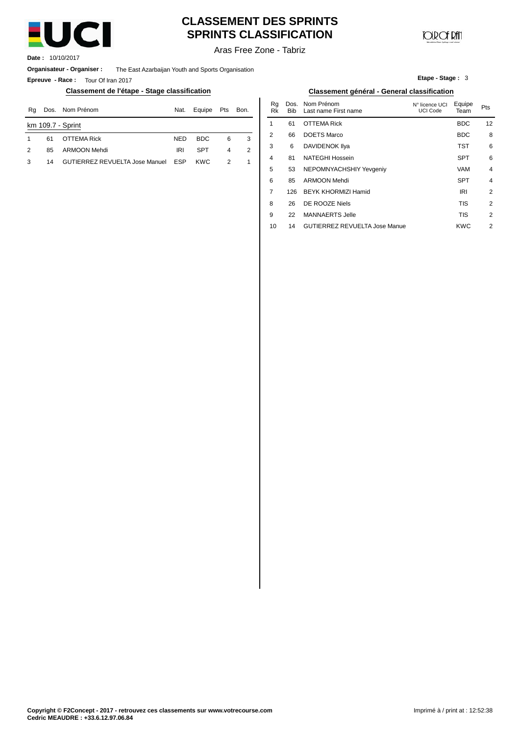# CLASSEMENT DES SPRINTS
# SPRINTS CLASSIFICATION

Aras Free Zone - Tabriz

**Date :** 10/10/2017

**Organisateur - Organiser :** The East Azarbaijan Youth and Sports Organisation

**Epreuve - Race :** Tour Of Iran 2017

**Etape - Stage :** 3

## Classement de l'étape - Stage classification

| Rg | Dos. | Nom Prénom | Nat. | Equipe | Pts | Bon. |
|---|---|---|---|---|---|---|
| km 109.7 - Sprint | | | | | | |
| 1 | 61 | OTTEMA Rick | NED | BDC | 6 | 3 |
| 2 | 85 | ARMOON Mehdi | IRI | SPT | 4 | 2 |
| 3 | 14 | GUTIERREZ REVUELTA Jose Manuel | ESP | KWC | 2 | 1 |

## Classement général - General classification

| Rg Rk | Dos. Bib | Nom Prénom Last name First name | N° licence UCI UCI Code | Equipe Team | Pts |
|---|---|---|---|---|---|
| 1 | 61 | OTTEMA Rick | | BDC | 12 |
| 2 | 66 | DOETS Marco | | BDC | 8 |
| 3 | 6 | DAVIDENOK Ilya | | TST | 6 |
| 4 | 81 | NATEGHI Hossein | | SPT | 6 |
| 5 | 53 | NEPOMNYACHSHIY Yevgeniy | | VAM | 4 |
| 6 | 85 | ARMOON Mehdi | | SPT | 4 |
| 7 | 126 | BEYK KHORMIZI Hamid | | IRI | 2 |
| 8 | 26 | DE ROOZE Niels | | TIS | 2 |
| 9 | 22 | MANNAERTS Jelle | | TIS | 2 |
| 10 | 14 | GUTIERREZ REVUELTA Jose Manue | | KWC | 2 |

**Copyright © F2Concept - 2017 - retrouvez ces classements sur www.votrecourse.com**
**Cedric MEAUDRE : +33.6.12.97.06.84**

Imprimé à / print at : 12:52:38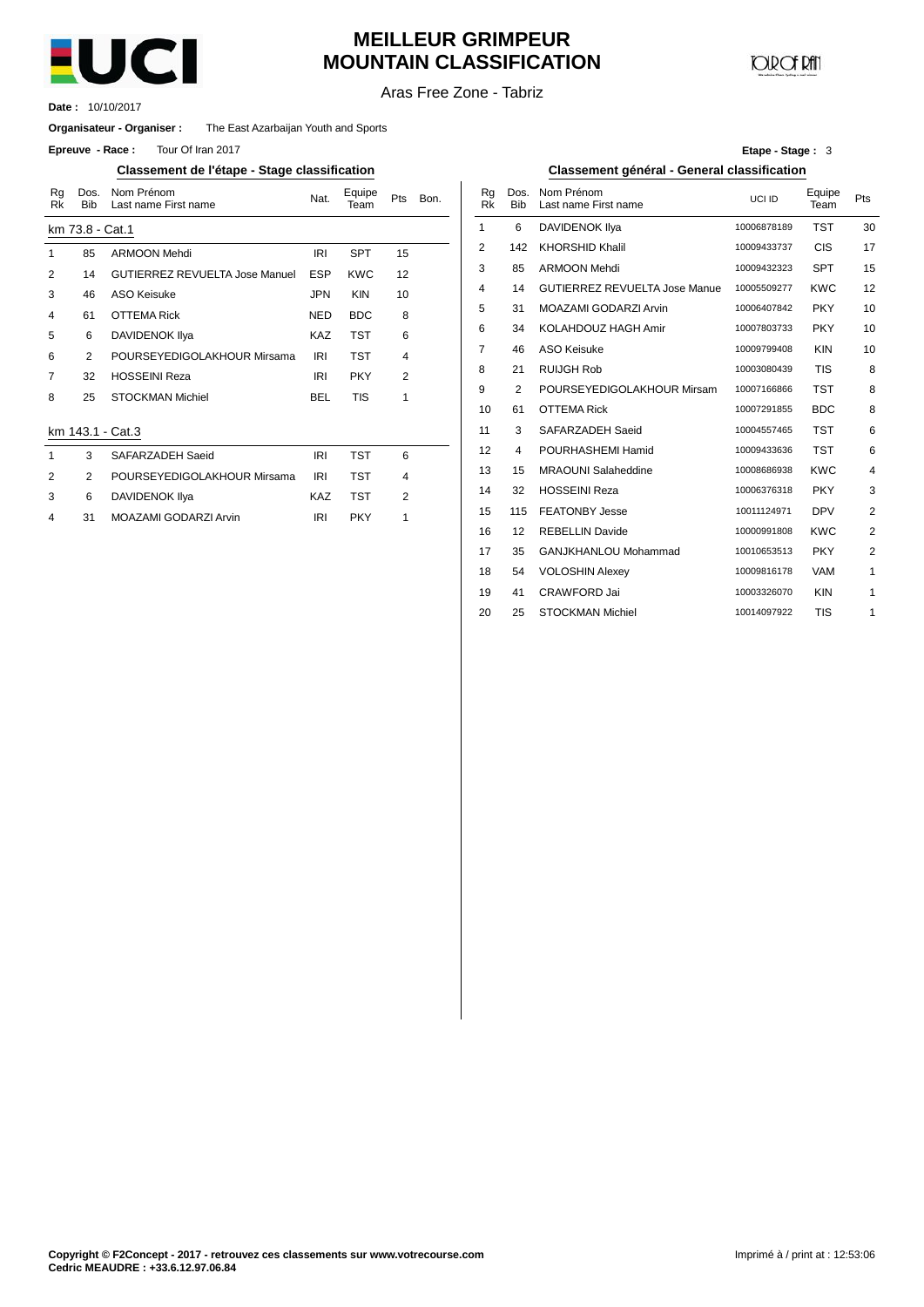# MEILLEUR GRIMPEUR
# MOUNTAIN CLASSIFICATION

Aras Free Zone - Tabriz

**Date :** 10/10/2017

**Organisateur - Organiser :** The East Azarbaijan Youth and Sports

**Epreuve - Race :** Tour Of Iran 2017

**Etape - Stage :** 3

## Classement de l'étape - Stage classification

**km 73.8 - Cat.1**

| Rg Rk | Dos. Bib | Nom Prénom Last name First name | Nat. | Equipe Team | Pts | Bon. |
|---|---|---|---|---|---|---|
| 1 | 85 | ARMOON Mehdi | IRI | SPT | 15 | |
| 2 | 14 | GUTIERREZ REVUELTA Jose Manuel | ESP | KWC | 12 | |
| 3 | 46 | ASO Keisuke | JPN | KIN | 10 | |
| 4 | 61 | OTTEMA Rick | NED | BDC | 8 | |
| 5 | 6 | DAVIDENOK Ilya | KAZ | TST | 6 | |
| 6 | 2 | POURSEYEDIGOLAKHOUR Mirsama | IRI | TST | 4 | |
| 7 | 32 | HOSSEINI Reza | IRI | PKY | 2 | |
| 8 | 25 | STOCKMAN Michiel | BEL | TIS | 1 | |

**km 143.1 - Cat.3**

| Rg Rk | Dos. Bib | Nom Prénom Last name First name | Nat. | Equipe Team | Pts | Bon. |
|---|---|---|---|---|---|---|
| 1 | 3 | SAFARZADEH Saeid | IRI | TST | 6 | |
| 2 | 2 | POURSEYEDIGOLAKHOUR Mirsama | IRI | TST | 4 | |
| 3 | 6 | DAVIDENOK Ilya | KAZ | TST | 2 | |
| 4 | 31 | MOAZAMI GODARZI Arvin | IRI | PKY | 1 | |

## Classement général - General classification

| Rg Rk | Dos. Bib | Nom Prénom Last name First name | UCI ID | Equipe Team | Pts |
|---|---|---|---|---|---|
| 1 | 6 | DAVIDENOK Ilya | 10006878189 | TST | 30 |
| 2 | 142 | KHORSHID Khalil | 10009433737 | CIS | 17 |
| 3 | 85 | ARMOON Mehdi | 10009432323 | SPT | 15 |
| 4 | 14 | GUTIERREZ REVUELTA Jose Manue | 10005509277 | KWC | 12 |
| 5 | 31 | MOAZAMI GODARZI Arvin | 10006407842 | PKY | 10 |
| 6 | 34 | KOLAHDOUZ HAGH Amir | 10007803733 | PKY | 10 |
| 7 | 46 | ASO Keisuke | 10009799408 | KIN | 10 |
| 8 | 21 | RUIJGH Rob | 10003080439 | TIS | 8 |
| 9 | 2 | POURSEYEDIGOLAKHOUR Mirsam | 10007166866 | TST | 8 |
| 10 | 61 | OTTEMA Rick | 10007291855 | BDC | 8 |
| 11 | 3 | SAFARZADEH Saeid | 10004557465 | TST | 6 |
| 12 | 4 | POURHASHEMI Hamid | 10009433636 | TST | 6 |
| 13 | 15 | MRAOUNI Salaheddine | 10008686938 | KWC | 4 |
| 14 | 32 | HOSSEINI Reza | 10006376318 | PKY | 3 |
| 15 | 115 | FEATONBY Jesse | 10011124971 | DPV | 2 |
| 16 | 12 | REBELLIN Davide | 10000991808 | KWC | 2 |
| 17 | 35 | GANJKHANLOU Mohammad | 10010653513 | PKY | 2 |
| 18 | 54 | VOLOSHIN Alexey | 10009816178 | VAM | 1 |
| 19 | 41 | CRAWFORD Jai | 10003326070 | KIN | 1 |
| 20 | 25 | STOCKMAN Michiel | 10014097922 | TIS | 1 |

**Copyright © F2Concept - 2017 - retrouvez ces classements sur www.votrecourse.com**
**Cedric MEAUDRE : +33.6.12.97.06.84**

Imprimé à / print at : 12:53:06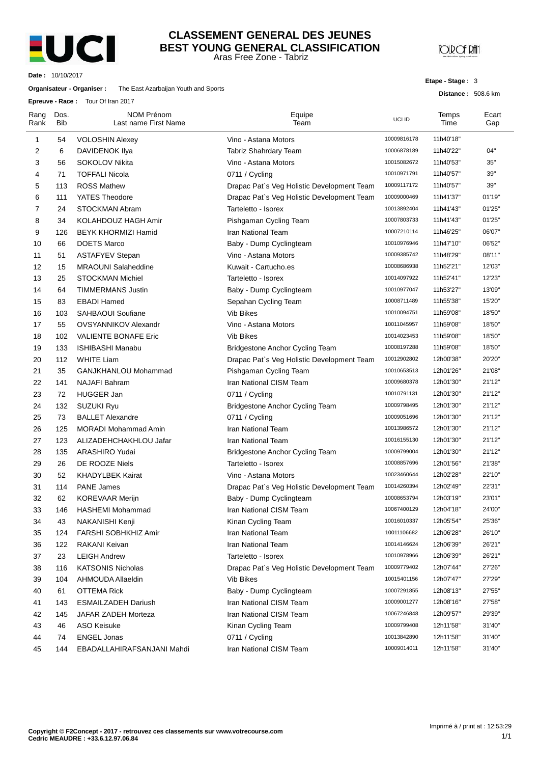# CLASSEMENT GENERAL DES JEUNES
# BEST YOUNG GENERAL CLASSIFICATION

Aras Free Zone - Tabriz

**Date :** 10/10/2017

**Organisateur - Organiser :** The East Azarbaijan Youth and Sports

**Epreuve - Race :** Tour Of Iran 2017

**Etape - Stage :** 3

**Distance :** 508.6 km

| Rang Rank | Dos. Bib | NOM Prénom Last name First Name | Equipe Team | UCI ID | Temps Time | Ecart Gap |
|---|---|---|---|---|---|---|
| 1 | 54 | VOLOSHIN Alexey | Vino - Astana Motors | 10009816178 | 11h40'18'' | |
| 2 | 6 | DAVIDENOK Ilya | Tabriz Shahrdary Team | 10006878189 | 11h40'22'' | 04'' |
| 3 | 56 | SOKOLOV Nikita | Vino - Astana Motors | 10015082672 | 11h40'53'' | 35'' |
| 4 | 71 | TOFFALI Nicola | 0711 / Cycling | 10010971791 | 11h40'57'' | 39'' |
| 5 | 113 | ROSS Mathew | Drapac Pat`s Veg Holistic Development Team | 10009117172 | 11h40'57'' | 39'' |
| 6 | 111 | YATES Theodore | Drapac Pat`s Veg Holistic Development Team | 10009000469 | 11h41'37'' | 01'19'' |
| 7 | 24 | STOCKMAN Abram | Tarteletto - Isorex | 10013892404 | 11h41'43'' | 01'25'' |
| 8 | 34 | KOLAHDOUZ HAGH Amir | Pishgaman Cycling Team | 10007803733 | 11h41'43'' | 01'25'' |
| 9 | 126 | BEYK KHORMIZI Hamid | Iran National Team | 10007210114 | 11h46'25'' | 06'07'' |
| 10 | 66 | DOETS Marco | Baby - Dump Cyclingteam | 10010976946 | 11h47'10'' | 06'52'' |
| 11 | 51 | ASTAFYEV Stepan | Vino - Astana Motors | 10009385742 | 11h48'29'' | 08'11'' |
| 12 | 15 | MRAOUNI Salaheddine | Kuwait - Cartucho.es | 10008686938 | 11h52'21'' | 12'03'' |
| 13 | 25 | STOCKMAN Michiel | Tarteletto - Isorex | 10014097922 | 11h52'41'' | 12'23'' |
| 14 | 64 | TIMMERMANS Justin | Baby - Dump Cyclingteam | 10010977047 | 11h53'27'' | 13'09'' |
| 15 | 83 | EBADI Hamed | Sepahan Cycling Team | 10008711489 | 11h55'38'' | 15'20'' |
| 16 | 103 | SAHBAOUI Soufiane | Vib Bikes | 10010094751 | 11h59'08'' | 18'50'' |
| 17 | 55 | OVSYANNIKOV Alexandr | Vino - Astana Motors | 10011045957 | 11h59'08'' | 18'50'' |
| 18 | 102 | VALIENTE BONAFE Eric | Vib Bikes | 10014023453 | 11h59'08'' | 18'50'' |
| 19 | 133 | ISHIBASHI Manabu | Bridgestone Anchor Cycling Team | 10008197288 | 11h59'08'' | 18'50'' |
| 20 | 112 | WHITE Liam | Drapac Pat`s Veg Holistic Development Team | 10012902802 | 12h00'38'' | 20'20'' |
| 21 | 35 | GANJKHANLOU Mohammad | Pishgaman Cycling Team | 10010653513 | 12h01'26'' | 21'08'' |
| 22 | 141 | NAJAFI Bahram | Iran National CISM Team | 10009680378 | 12h01'30'' | 21'12'' |
| 23 | 72 | HUGGER Jan | 0711 / Cycling | 10010791131 | 12h01'30'' | 21'12'' |
| 24 | 132 | SUZUKI Ryu | Bridgestone Anchor Cycling Team | 10009798495 | 12h01'30'' | 21'12'' |
| 25 | 73 | BALLET Alexandre | 0711 / Cycling | 10009051696 | 12h01'30'' | 21'12'' |
| 26 | 125 | MORADI Mohammad Amin | Iran National Team | 10013986572 | 12h01'30'' | 21'12'' |
| 27 | 123 | ALIZADEHCHAKHLOU Jafar | Iran National Team | 10016155130 | 12h01'30'' | 21'12'' |
| 28 | 135 | ARASHIRO Yudai | Bridgestone Anchor Cycling Team | 10009799004 | 12h01'30'' | 21'12'' |
| 29 | 26 | DE ROOZE Niels | Tarteletto - Isorex | 10008857696 | 12h01'56'' | 21'38'' |
| 30 | 52 | KHADYLBEK Kairat | Vino - Astana Motors | 10023460644 | 12h02'28'' | 22'10'' |
| 31 | 114 | PANE James | Drapac Pat`s Veg Holistic Development Team | 10014260394 | 12h02'49'' | 22'31'' |
| 32 | 62 | KOREVAAR Merijn | Baby - Dump Cyclingteam | 10008653794 | 12h03'19'' | 23'01'' |
| 33 | 146 | HASHEMI Mohammad | Iran National CISM Team | 10067400129 | 12h04'18'' | 24'00'' |
| 34 | 43 | NAKANISHI Kenji | Kinan Cycling Team | 10016010337 | 12h05'54'' | 25'36'' |
| 35 | 124 | FARSHI SOBHKHIZ Amir | Iran National Team | 10011106682 | 12h06'28'' | 26'10'' |
| 36 | 122 | RAKANI Keivan | Iran National Team | 10014146624 | 12h06'39'' | 26'21'' |
| 37 | 23 | LEIGH Andrew | Tarteletto - Isorex | 10010978966 | 12h06'39'' | 26'21'' |
| 38 | 116 | KATSONIS Nicholas | Drapac Pat`s Veg Holistic Development Team | 10009779402 | 12h07'44'' | 27'26'' |
| 39 | 104 | AHMOUDA Allaeldin | Vib Bikes | 10015401156 | 12h07'47'' | 27'29'' |
| 40 | 61 | OTTEMA Rick | Baby - Dump Cyclingteam | 10007291855 | 12h08'13'' | 27'55'' |
| 41 | 143 | ESMAILZADEH Dariush | Iran National CISM Team | 10009001277 | 12h08'16'' | 27'58'' |
| 42 | 145 | JAFAR ZADEH Morteza | Iran National CISM Team | 10067246848 | 12h09'57'' | 29'39'' |
| 43 | 46 | ASO Keisuke | Kinan Cycling Team | 10009799408 | 12h11'58'' | 31'40'' |
| 44 | 74 | ENGEL Jonas | 0711 / Cycling | 10013842890 | 12h11'58'' | 31'40'' |
| 45 | 144 | EBADALLAHIRAFSANJANI Mahdi | Iran National CISM Team | 10009014011 | 12h11'58'' | 31'40'' |

**Copyright © F2Concept - 2017 - retrouvez ces classements sur www.votrecourse.com**
**Cedric MEAUDRE : +33.6.12.97.06.84**

Imprimé à / print at : 12:53:29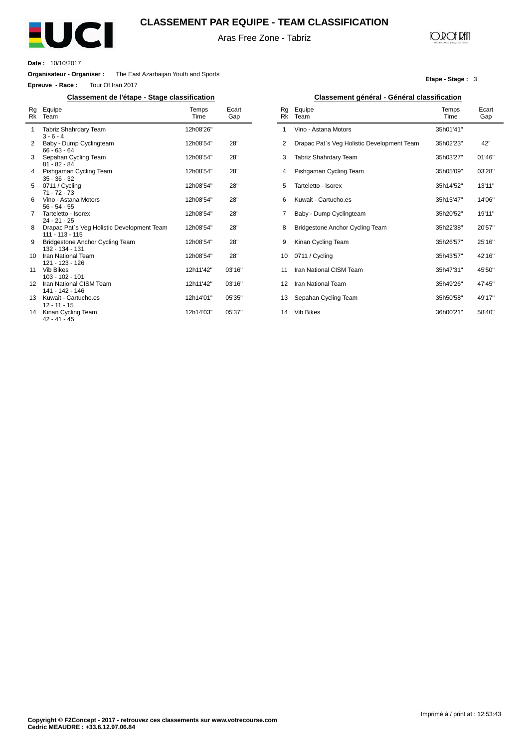# CLASSEMENT PAR EQUIPE - TEAM CLASSIFICATION

Aras Free Zone - Tabriz

**Date :** 10/10/2017

**Organisateur - Organiser :** The East Azarbaijan Youth and Sports

**Epreuve - Race :** Tour Of Iran 2017

**Etape - Stage :** 3

## Classement de l'étape - Stage classification

| Rg Rk | Equipe Team | Temps Time | Ecart Gap |
|---|---|---|---|
| 1 | Tabriz Shahrdary Team<br>3 - 6 - 4 | 12h08'26'' | |
| 2 | Baby - Dump Cyclingteam<br>66 - 63 - 64 | 12h08'54'' | 28'' |
| 3 | Sepahan Cycling Team<br>81 - 82 - 84 | 12h08'54'' | 28'' |
| 4 | Pishgaman Cycling Team<br>35 - 36 - 32 | 12h08'54'' | 28'' |
| 5 | 0711 / Cycling<br>71 - 72 - 73 | 12h08'54'' | 28'' |
| 6 | Vino - Astana Motors<br>56 - 54 - 55 | 12h08'54'' | 28'' |
| 7 | Tarteletto - Isorex<br>24 - 21 - 25 | 12h08'54'' | 28'' |
| 8 | Drapac Pat`s Veg Holistic Development Team<br>111 - 113 - 115 | 12h08'54'' | 28'' |
| 9 | Bridgestone Anchor Cycling Team<br>132 - 134 - 131 | 12h08'54'' | 28'' |
| 10 | Iran National Team<br>121 - 123 - 126 | 12h08'54'' | 28'' |
| 11 | Vib Bikes<br>103 - 102 - 101 | 12h11'42'' | 03'16'' |
| 12 | Iran National CISM Team<br>141 - 142 - 146 | 12h11'42'' | 03'16'' |
| 13 | Kuwait - Cartucho.es<br>12 - 11 - 15 | 12h14'01'' | 05'35'' |
| 14 | Kinan Cycling Team<br>42 - 41 - 45 | 12h14'03'' | 05'37'' |

## Classement général - Général classification

| Rg Rk | Equipe Team | Temps Time | Ecart Gap |
|---|---|---|---|
| 1 | Vino - Astana Motors | 35h01'41'' | |
| 2 | Drapac Pat`s Veg Holistic Development Team | 35h02'23'' | 42'' |
| 3 | Tabriz Shahrdary Team | 35h03'27'' | 01'46'' |
| 4 | Pishgaman Cycling Team | 35h05'09'' | 03'28'' |
| 5 | Tarteletto - Isorex | 35h14'52'' | 13'11'' |
| 6 | Kuwait - Cartucho.es | 35h15'47'' | 14'06'' |
| 7 | Baby - Dump Cyclingteam | 35h20'52'' | 19'11'' |
| 8 | Bridgestone Anchor Cycling Team | 35h22'38'' | 20'57'' |
| 9 | Kinan Cycling Team | 35h26'57'' | 25'16'' |
| 10 | 0711 / Cycling | 35h43'57'' | 42'16'' |
| 11 | Iran National CISM Team | 35h47'31'' | 45'50'' |
| 12 | Iran National Team | 35h49'26'' | 47'45'' |
| 13 | Sepahan Cycling Team | 35h50'58'' | 49'17'' |
| 14 | Vib Bikes | 36h00'21'' | 58'40'' |

Imprimé à / print at : 12:53:43

**Copyright © F2Concept - 2017 - retrouvez ces classements sur www.votrecourse.com**
**Cedric MEAUDRE : +33.6.12.97.06.84**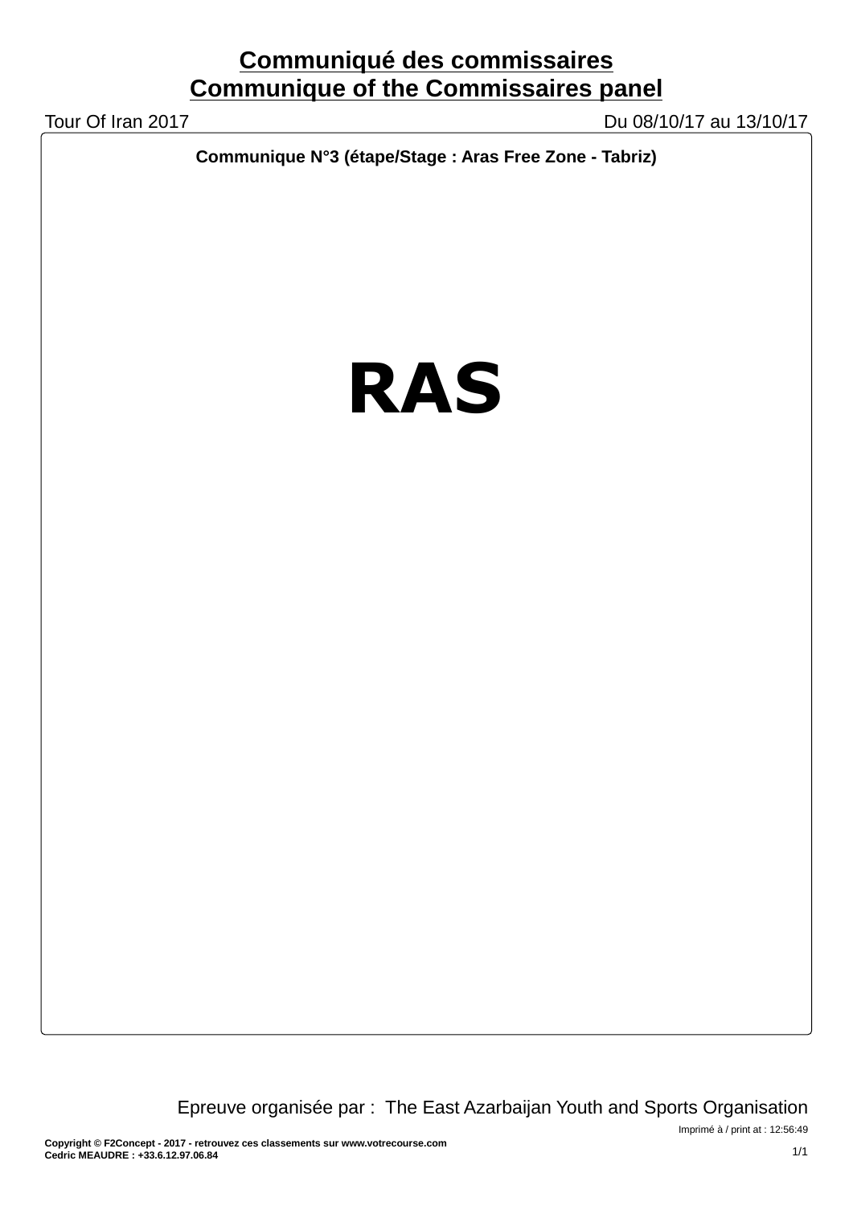# Communiqué des commissaires
# Communique of the Commissaires panel

Tour Of Iran 2017 — Du 08/10/17 au 13/10/17

**Communique N°3 (étape/Stage : Aras Free Zone - Tabriz)**

# RAS

Epreuve organisée par : The East Azarbaijan Youth and Sports Organisation

Imprimé à / print at : 12:56:49

**Copyright © F2Concept - 2017 - retrouvez ces classements sur www.votrecourse.com**
**Cedric MEAUDRE : +33.6.12.97.06.84**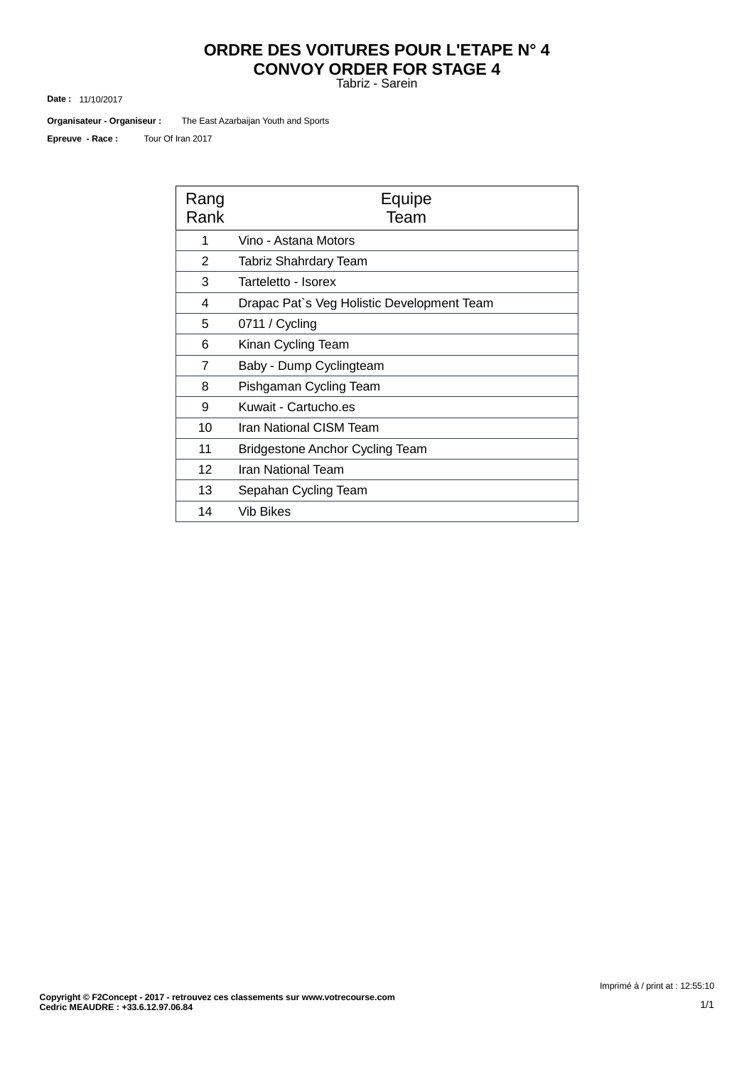# ORDRE DES VOITURES POUR L'ETAPE N° 4
# CONVOY ORDER FOR STAGE 4

Tabriz - Sarein

**Date :** 11/10/2017

**Organisateur - Organiseur :** The East Azarbaijan Youth and Sports

**Epreuve - Race :** Tour Of Iran 2017

| Rang<br>Rank | Equipe<br>Team |
|---|---|
| 1 | Vino - Astana Motors |
| 2 | Tabriz Shahrdary Team |
| 3 | Tarteletto - Isorex |
| 4 | Drapac Pat`s Veg Holistic Development Team |
| 5 | 0711 / Cycling |
| 6 | Kinan Cycling Team |
| 7 | Baby - Dump Cyclingteam |
| 8 | Pishgaman Cycling Team |
| 9 | Kuwait - Cartucho.es |
| 10 | Iran National CISM Team |
| 11 | Bridgestone Anchor Cycling Team |
| 12 | Iran National Team |
| 13 | Sepahan Cycling Team |
| 14 | Vib Bikes |

Imprimé à / print at : 12:55:10

**Copyright © F2Concept - 2017 - retrouvez ces classements sur www.votrecourse.com**
**Cedric MEAUDRE : +33.6.12.97.06.84**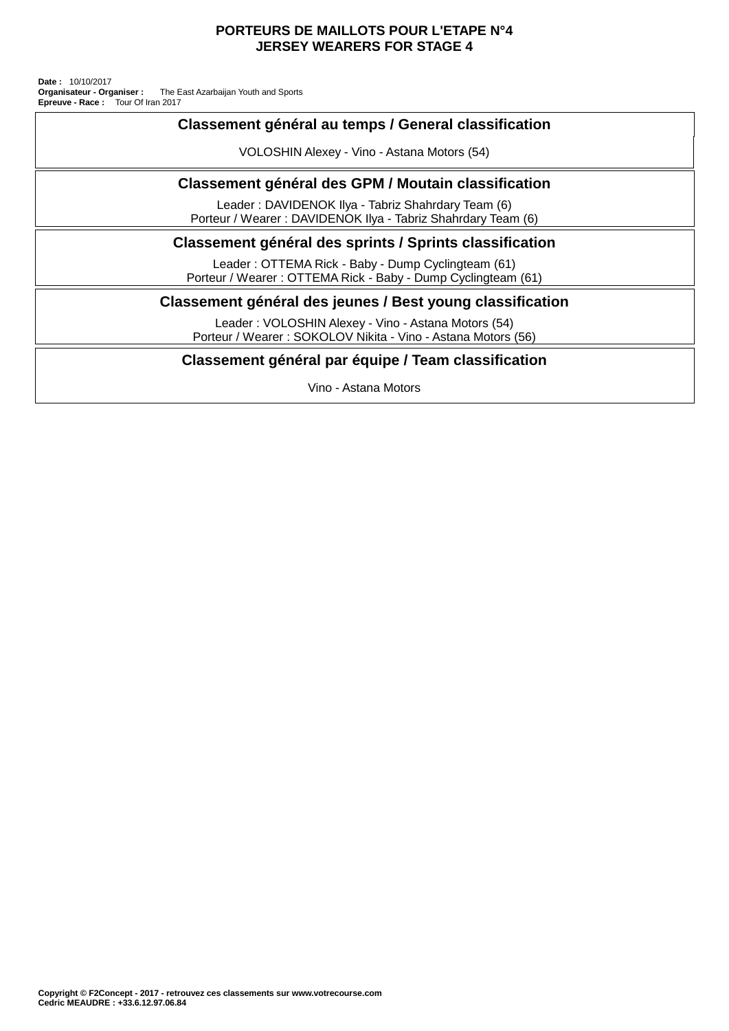# PORTEURS DE MAILLOTS POUR L'ETAPE N°4
# JERSEY WEARERS FOR STAGE 4

**Date :** 10/10/2017
**Organisateur - Organiser :** The East Azarbaijan Youth and Sports
**Epreuve - Race :** Tour Of Iran 2017

## Classement général au temps / General classification

VOLOSHIN Alexey - Vino - Astana Motors (54)

## Classement général des GPM / Moutain classification

Leader : DAVIDENOK Ilya - Tabriz Shahrdary Team (6)
Porteur / Wearer : DAVIDENOK Ilya - Tabriz Shahrdary Team (6)

## Classement général des sprints / Sprints classification

Leader : OTTEMA Rick - Baby - Dump Cyclingteam (61)
Porteur / Wearer : OTTEMA Rick - Baby - Dump Cyclingteam (61)

## Classement général des jeunes / Best young classification

Leader : VOLOSHIN Alexey - Vino - Astana Motors (54)
Porteur / Wearer : SOKOLOV Nikita - Vino - Astana Motors (56)

## Classement général par équipe / Team classification

Vino - Astana Motors

**Copyright © F2Concept - 2017 - retrouvez ces classements sur www.votrecourse.com**
**Cedric MEAUDRE : +33.6.12.97.06.84**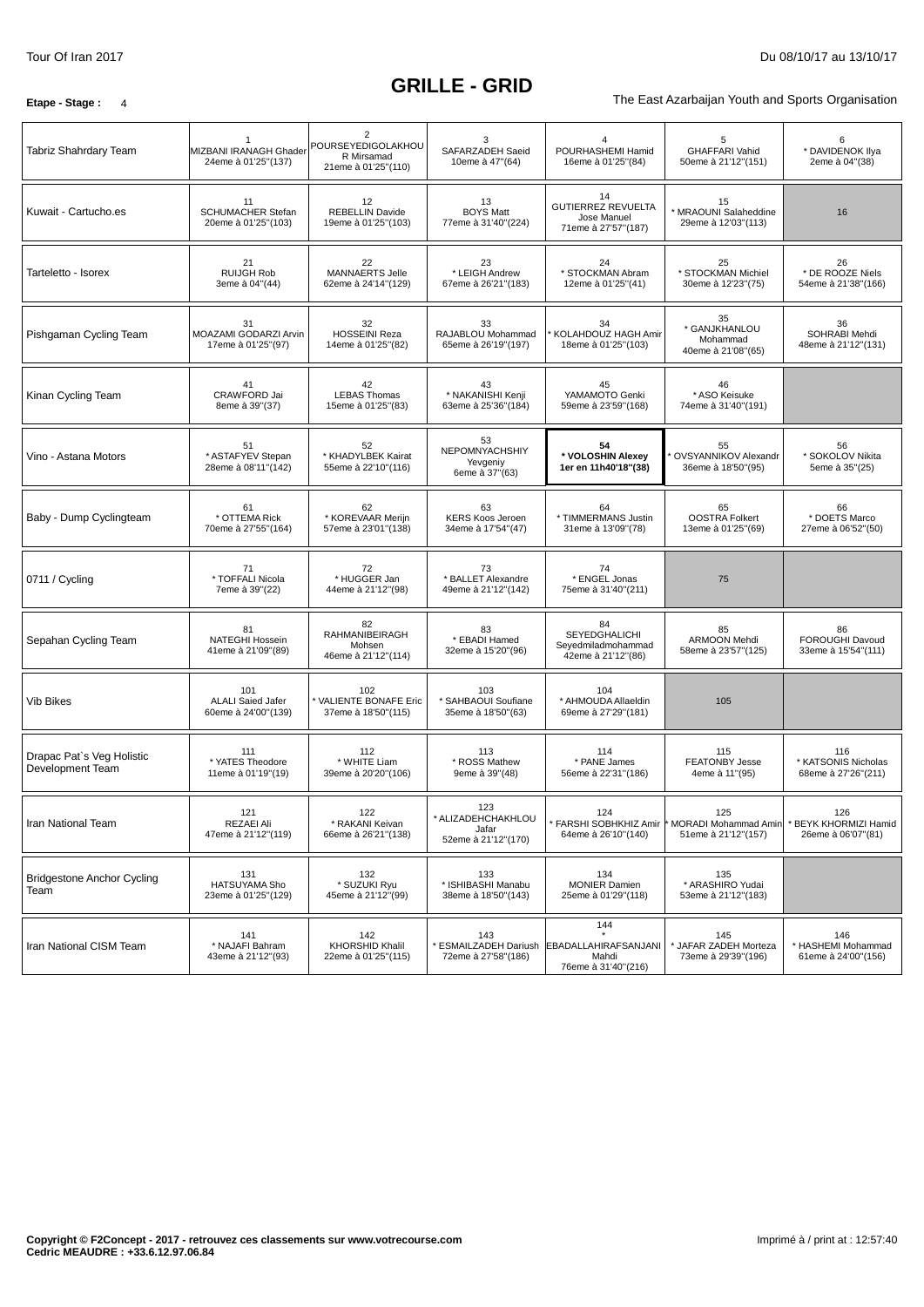Tour Of Iran 2017 — Du 08/10/17 au 13/10/17

# GRILLE - GRID

**Etape - Stage :** 4

The East Azarbaijan Youth and Sports Organisation

| Team | | | | | | |
|---|---|---|---|---|---|---|
| Tabriz Shahrdary Team | 1<br>MIZBANI IRANAGH Ghader<br>24eme à 01'25''(137) | 2<br>POURSEYEDIGOLAKHOUR Mirsamad<br>21eme à 01'25''(110) | 3<br>SAFARZADEH Saeid<br>10eme à 47''(64) | 4<br>POURHASHEMI Hamid<br>16eme à 01'25''(84) | 5<br>GHAFFARI Vahid<br>50eme à 21'12''(151) | 6<br>* DAVIDENOK Ilya<br>2eme à 04''(38) |
| Kuwait - Cartucho.es | 11<br>SCHUMACHER Stefan<br>20eme à 01'25''(103) | 12<br>REBELLIN Davide<br>19eme à 01'25''(103) | 13<br>BOYS Matt<br>77eme à 31'40''(224) | 14<br>GUTIERREZ REVUELTA Jose Manuel<br>71eme à 27'57''(187) | 15<br>* MRAOUNI Salaheddine<br>29eme à 12'03''(113) | 16 |
| Tarteletto - Isorex | 21<br>RUIJGH Rob<br>3eme à 04''(44) | 22<br>MANNAERTS Jelle<br>62eme à 24'14''(129) | 23<br>* LEIGH Andrew<br>67eme à 26'21''(183) | 24<br>* STOCKMAN Abram<br>12eme à 01'25''(41) | 25<br>* STOCKMAN Michiel<br>30eme à 12'23''(75) | 26<br>* DE ROOZE Niels<br>54eme à 21'38''(166) |
| Pishgaman Cycling Team | 31<br>MOAZAMI GODARZI Arvin<br>17eme à 01'25''(97) | 32<br>HOSSEINI Reza<br>14eme à 01'25''(82) | 33<br>RAJABLOU Mohammad<br>65eme à 26'19''(197) | 34<br>* KOLAHDOUZ HAGH Amir<br>18eme à 01'25''(103) | 35<br>* GANJKHANLOU Mohammad<br>40eme à 21'08''(65) | 36<br>SOHRABI Mehdi<br>48eme à 21'12''(131) |
| Kinan Cycling Team | 41<br>CRAWFORD Jai<br>8eme à 39''(37) | 42<br>LEBAS Thomas<br>15eme à 01'25''(83) | 43<br>* NAKANISHI Kenji<br>63eme à 25'36''(184) | 45<br>YAMAMOTO Genki<br>59eme à 23'59''(168) | 46<br>* ASO Keisuke<br>74eme à 31'40''(191) | |
| Vino - Astana Motors | 51<br>* ASTAFYEV Stepan<br>28eme à 08'11''(142) | 52<br>* KHADYLBEK Kairat<br>55eme à 22'10''(116) | 53<br>NEPOMNYACHSHIY Yevgeniy<br>6eme à 37''(63) | **54**<br>**\* VOLOSHIN Alexey**<br>**1er en 11h40'18''(38)** | 55<br>* OVSYANNIKOV Alexandr<br>36eme à 18'50''(95) | 56<br>* SOKOLOV Nikita<br>5eme à 35''(25) |
| Baby - Dump Cyclingteam | 61<br>* OTTEMA Rick<br>70eme à 27'55''(164) | 62<br>* KOREVAAR Merijn<br>57eme à 23'01''(138) | 63<br>KERS Koos Jeroen<br>34eme à 17'54''(47) | 64<br>* TIMMERMANS Justin<br>31eme à 13'09''(78) | 65<br>OOSTRA Folkert<br>13eme à 01'25''(69) | 66<br>* DOETS Marco<br>27eme à 06'52''(50) |
| 0711 / Cycling | 71<br>* TOFFALI Nicola<br>7eme à 39''(22) | 72<br>* HUGGER Jan<br>44eme à 21'12''(98) | 73<br>* BALLET Alexandre<br>49eme à 21'12''(142) | 74<br>* ENGEL Jonas<br>75eme à 31'40''(211) | 75 | |
| Sepahan Cycling Team | 81<br>NATEGHI Hossein<br>41eme à 21'09''(89) | 82<br>RAHMANIBEIRAGH Mohsen<br>46eme à 21'12''(114) | 83<br>* EBADI Hamed<br>32eme à 15'20''(96) | 84<br>SEYEDGHALICHI Seyedmiladmohammad<br>42eme à 21'12''(86) | 85<br>ARMOON Mehdi<br>58eme à 23'57''(125) | 86<br>FOROUGHI Davoud<br>33eme à 15'54''(111) |
| Vib Bikes | 101<br>ALALI Saied Jafer<br>60eme à 24'00''(139) | 102<br>* VALIENTE BONAFE Eric<br>37eme à 18'50''(115) | 103<br>* SAHBAOUI Soufiane<br>35eme à 18'50''(63) | 104<br>* AHMOUDA Allaeldin<br>69eme à 27'29''(181) | 105 | |
| Drapac Pat`s Veg Holistic Development Team | 111<br>* YATES Theodore<br>11eme à 01'19''(19) | 112<br>* WHITE Liam<br>39eme à 20'20''(106) | 113<br>* ROSS Mathew<br>9eme à 39''(48) | 114<br>* PANE James<br>56eme à 22'31''(186) | 115<br>FEATONBY Jesse<br>4eme à 11''(95) | 116<br>* KATSONIS Nicholas<br>68eme à 27'26''(211) |
| Iran National Team | 121<br>REZAEI Ali<br>47eme à 21'12''(119) | 122<br>* RAKANI Keivan<br>66eme à 26'21''(138) | 123<br>* ALIZADEHCHAKHLOU Jafar<br>52eme à 21'12''(170) | 124<br>* FARSHI SOBHKHIZ Amir<br>64eme à 26'10''(140) | 125<br>* MORADI Mohammad Amin<br>51eme à 21'12''(157) | 126<br>* BEYK KHORMIZI Hamid<br>26eme à 06'07''(81) |
| Bridgestone Anchor Cycling Team | 131<br>HATSUYAMA Sho<br>23eme à 01'25''(129) | 132<br>* SUZUKI Ryu<br>45eme à 21'12''(99) | 133<br>* ISHIBASHI Manabu<br>38eme à 18'50''(143) | 134<br>MONIER Damien<br>25eme à 01'29''(118) | 135<br>* ARASHIRO Yudai<br>53eme à 21'12''(183) | |
| Iran National CISM Team | 141<br>* NAJAFI Bahram<br>43eme à 21'12''(93) | 142<br>KHORSHID Khalil<br>22eme à 01'25''(115) | 143<br>* ESMAILZADEH Dariush<br>72eme à 27'58''(186) | 144<br>* EBADALLAHIRAFSANJANI Mahdi<br>76eme à 31'40''(216) | 145<br>* JAFAR ZADEH Morteza<br>73eme à 29'39''(196) | 146<br>* HASHEMI Mohammad<br>61eme à 24'00''(156) |

**Copyright © F2Concept - 2017 - retrouvez ces classements sur www.votrecourse.com**
**Cedric MEAUDRE : +33.6.12.97.06.84**

Imprimé à / print at : 12:57:40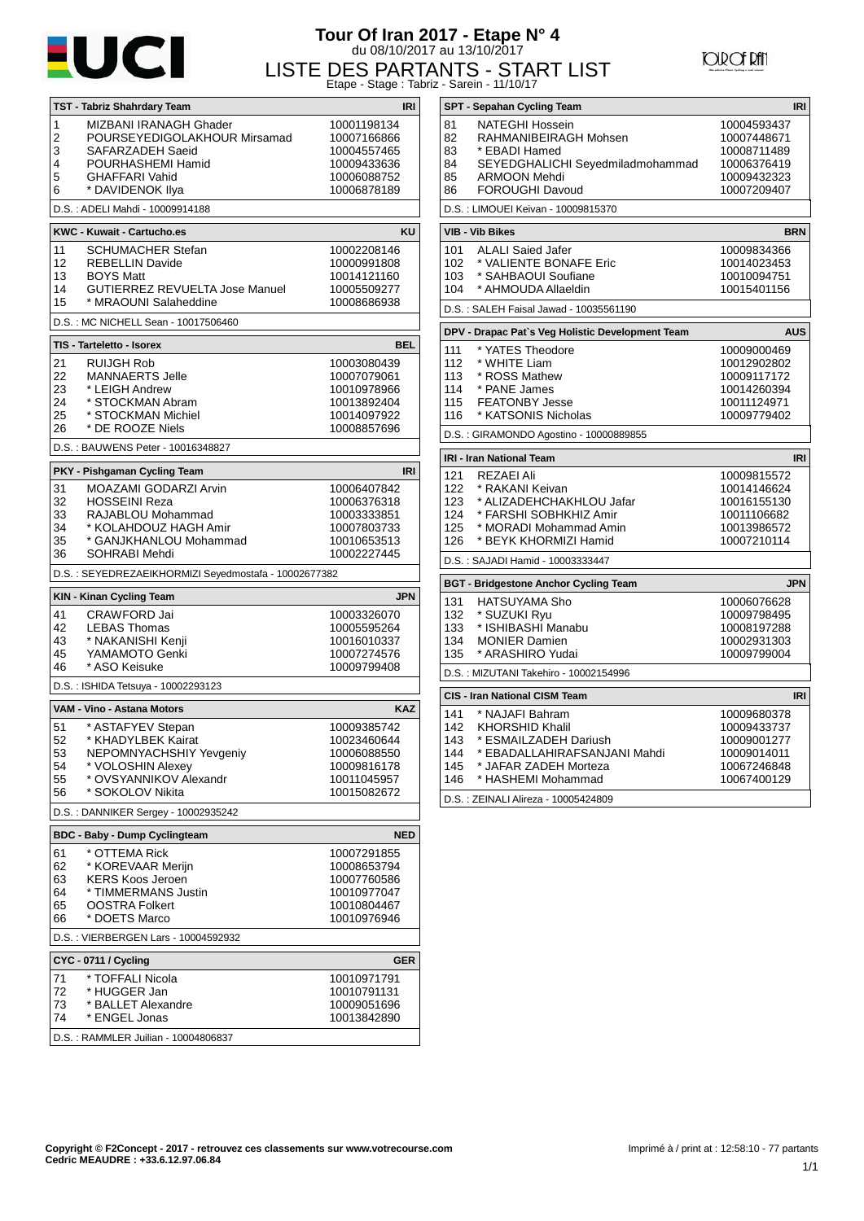# Tour Of Iran 2017 - Etape N° 4

du 08/10/2017 au 13/10/2017

## LISTE DES PARTANTS - START LIST

Etape - Stage : Tabriz - Sarein - 11/10/17

| TST - Tabriz Shahrdary Team | | IRI |
|---|---|---|
| 1 | MIZBANI IRANAGH Ghader | 10001198134 |
| 2 | POURSEYEDIGOLAKHOUR Mirsamad | 10007166866 |
| 3 | SAFARZADEH Saeid | 10004557465 |
| 4 | POURHASHEMI Hamid | 10009433636 |
| 5 | GHAFFARI Vahid | 10006088752 |
| 6 | * DAVIDENOK Ilya | 10006878189 |
| D.S. : ADELI Mahdi - 10009914188 | | |

| KWC - Kuwait - Cartucho.es | | KU |
|---|---|---|
| 11 | SCHUMACHER Stefan | 10002208146 |
| 12 | REBELLIN Davide | 10000991808 |
| 13 | BOYS Matt | 10014121160 |
| 14 | GUTIERREZ REVUELTA Jose Manuel | 10005509277 |
| 15 | * MRAOUNI Salaheddine | 10008686938 |
| D.S. : MC NICHELL Sean - 10017506460 | | |

| TIS - Tarteletto - Isorex | | BEL |
|---|---|---|
| 21 | RUIJGH Rob | 10003080439 |
| 22 | MANNAERTS Jelle | 10007079061 |
| 23 | * LEIGH Andrew | 10010978966 |
| 24 | * STOCKMAN Abram | 10013892404 |
| 25 | * STOCKMAN Michiel | 10014097922 |
| 26 | * DE ROOZE Niels | 10008857696 |
| D.S. : BAUWENS Peter - 10016348827 | | |

| PKY - Pishgaman Cycling Team | | IRI |
|---|---|---|
| 31 | MOAZAMI GODARZI Arvin | 10006407842 |
| 32 | HOSSEINI Reza | 10006376318 |
| 33 | RAJABLOU Mohammad | 10003333851 |
| 34 | * KOLAHDOUZ HAGH Amir | 10007803733 |
| 35 | * GANJKHANLOU Mohammad | 10010653513 |
| 36 | SOHRABI Mehdi | 10002227445 |
| D.S. : SEYEDREZAEIKHORMIZI Seyedmostafa - 10002677382 | | |

| KIN - Kinan Cycling Team | | JPN |
|---|---|---|
| 41 | CRAWFORD Jai | 10003326070 |
| 42 | LEBAS Thomas | 10005595264 |
| 43 | * NAKANISHI Kenji | 10016010337 |
| 45 | YAMAMOTO Genki | 10007274576 |
| 46 | * ASO Keisuke | 10009799408 |
| D.S. : ISHIDA Tetsuya - 10002293123 | | |

| VAM - Vino - Astana Motors | | KAZ |
|---|---|---|
| 51 | * ASTAFYEV Stepan | 10009385742 |
| 52 | * KHADYLBEK Kairat | 10023460644 |
| 53 | NEPOMNYACHSHIY Yevgeniy | 10006088550 |
| 54 | * VOLOSHIN Alexey | 10009816178 |
| 55 | * OVSYANNIKOV Alexandr | 10011045957 |
| 56 | * SOKOLOV Nikita | 10015082672 |
| D.S. : DANNIKER Sergey - 10002935242 | | |

| BDC - Baby - Dump Cyclingteam | | NED |
|---|---|---|
| 61 | * OTTEMA Rick | 10007291855 |
| 62 | * KOREVAAR Merijn | 10008653794 |
| 63 | KERS Koos Jeroen | 10007760586 |
| 64 | * TIMMERMANS Justin | 10010977047 |
| 65 | OOSTRA Folkert | 10010804467 |
| 66 | * DOETS Marco | 10010976946 |
| D.S. : VIERBERGEN Lars - 10004592932 | | |

| CYC - 0711 / Cycling | | GER |
|---|---|---|
| 71 | * TOFFALI Nicola | 10010971791 |
| 72 | * HUGGER Jan | 10010791131 |
| 73 | * BALLET Alexandre | 10009051696 |
| 74 | * ENGEL Jonas | 10013842890 |
| D.S. : RAMMLER Juilian - 10004806837 | | |

| SPT - Sepahan Cycling Team | | IRI |
|---|---|---|
| 81 | NATEGHI Hossein | 10004593437 |
| 82 | RAHMANIBEIRAGH Mohsen | 10007448671 |
| 83 | * EBADI Hamed | 10008711489 |
| 84 | SEYEDGHALICHI Seyedmiladmohammad | 10006376419 |
| 85 | ARMOON Mehdi | 10009432323 |
| 86 | FOROUGHI Davoud | 10007209407 |
| D.S. : LIMOUEI Keivan - 10009815370 | | |

| VIB - Vib Bikes | | BRN |
|---|---|---|
| 101 | ALALI Saied Jafer | 10009834366 |
| 102 | * VALIENTE BONAFE Eric | 10014023453 |
| 103 | * SAHBAOUI Soufiane | 10010094751 |
| 104 | * AHMOUDA Allaeldin | 10015401156 |
| D.S. : SALEH Faisal Jawad - 10035561190 | | |

| DPV - Drapac Pat`s Veg Holistic Development Team | | AUS |
|---|---|---|
| 111 | * YATES Theodore | 10009000469 |
| 112 | * WHITE Liam | 10012902802 |
| 113 | * ROSS Mathew | 10009117172 |
| 114 | * PANE James | 10014260394 |
| 115 | FEATONBY Jesse | 10011124971 |
| 116 | * KATSONIS Nicholas | 10009779402 |
| D.S. : GIRAMONDO Agostino - 10000889855 | | |

| IRI - Iran National Team | | IRI |
|---|---|---|
| 121 | REZAEI Ali | 10009815572 |
| 122 | * RAKANI Keivan | 10014146624 |
| 123 | * ALIZADEHCHAKHLOU Jafar | 10016155130 |
| 124 | * FARSHI SOBHKHIZ Amir | 10011106682 |
| 125 | * MORADI Mohammad Amin | 10013986572 |
| 126 | * BEYK KHORMIZI Hamid | 10007210114 |
| D.S. : SAJADI Hamid - 10003333447 | | |

| BGT - Bridgestone Anchor Cycling Team | | JPN |
|---|---|---|
| 131 | HATSUYAMA Sho | 10006076628 |
| 132 | * SUZUKI Ryu | 10009798495 |
| 133 | * ISHIBASHI Manabu | 10008197288 |
| 134 | MONIER Damien | 10002931303 |
| 135 | * ARASHIRO Yudai | 10009799004 |
| D.S. : MIZUTANI Takehiro - 10002154996 | | |

| CIS - Iran National CISM Team | | IRI |
|---|---|---|
| 141 | * NAJAFI Bahram | 10009680378 |
| 142 | KHORSHID Khalil | 10009433737 |
| 143 | * ESMAILZADEH Dariush | 10009001277 |
| 144 | * EBADALLAHIRAFSANJANI Mahdi | 10009014011 |
| 145 | * JAFAR ZADEH Morteza | 10067246848 |
| 146 | * HASHEMI Mohammad | 10067400129 |
| D.S. : ZEINALI Alireza - 10005424809 | | |

**Copyright © F2Concept - 2017 - retrouvez ces classements sur www.votrecourse.com**
**Cedric MEAUDRE : +33.6.12.97.06.84**

Imprimé à / print at : 12:58:10 - 77 partants